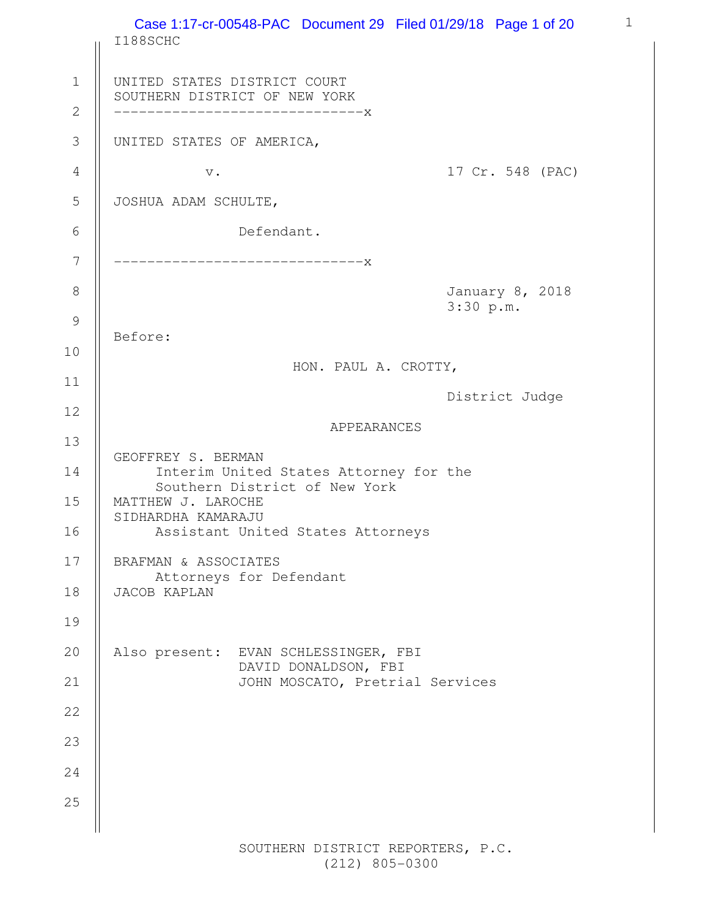I188SCHC

UNITED STATES DISTRICT COURT
SOUTHERN DISTRICT OF NEW YORK

------------------------------x

UNITED STATES OF AMERICA,

v. 17 Cr. 548 (PAC)

JOSHUA ADAM SCHULTE,

Defendant.

------------------------------x

January 8, 2018
3:30 p.m.

Before:

HON. PAUL A. CROTTY,

District Judge

APPEARANCES

GEOFFREY S. BERMAN
Interim United States Attorney for the
Southern District of New York
MATTHEW J. LAROCHE
SIDHARDHA KAMARAJU
Assistant United States Attorneys

BRAFMAN & ASSOCIATES
Attorneys for Defendant
JACOB KAPLAN

Also present: EVAN SCHLESSINGER, FBI
DAVID DONALDSON, FBI
JOHN MOSCATO, Pretrial Services

SOUTHERN DISTRICT REPORTERS, P.C.
(212) 805-0300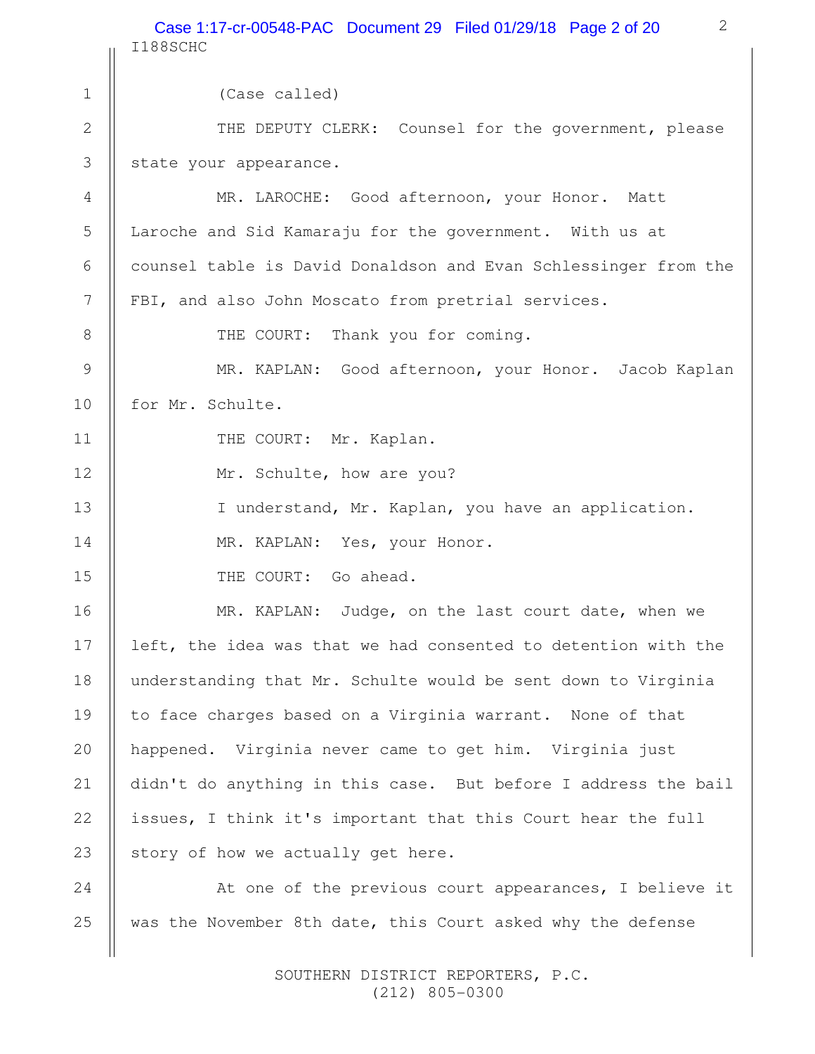(Case called)

THE DEPUTY CLERK: Counsel for the government, please state your appearance.

MR. LAROCHE: Good afternoon, your Honor. Matt Laroche and Sid Kamaraju for the government. With us at counsel table is David Donaldson and Evan Schlessinger from the FBI, and also John Moscato from pretrial services.

THE COURT: Thank you for coming.

MR. KAPLAN: Good afternoon, your Honor. Jacob Kaplan for Mr. Schulte.

THE COURT: Mr. Kaplan.

Mr. Schulte, how are you?

I understand, Mr. Kaplan, you have an application.

MR. KAPLAN: Yes, your Honor.

THE COURT: Go ahead.

MR. KAPLAN: Judge, on the last court date, when we left, the idea was that we had consented to detention with the understanding that Mr. Schulte would be sent down to Virginia to face charges based on a Virginia warrant. None of that happened. Virginia never came to get him. Virginia just didn't do anything in this case. But before I address the bail issues, I think it's important that this Court hear the full story of how we actually get here.

At one of the previous court appearances, I believe it was the November 8th date, this Court asked why the defense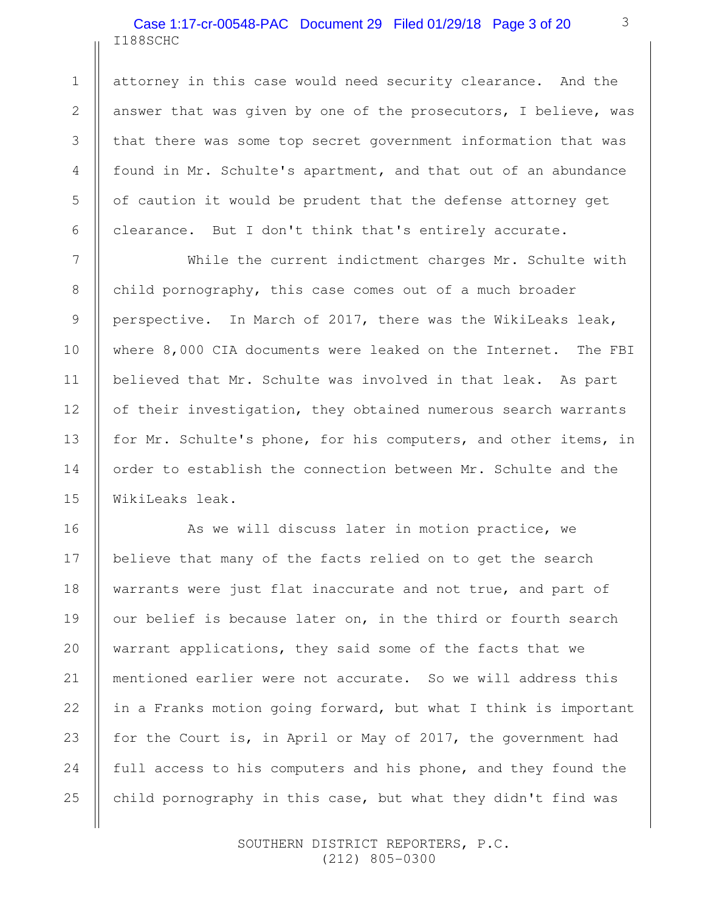attorney in this case would need security clearance. And the answer that was given by one of the prosecutors, I believe, was that there was some top secret government information that was found in Mr. Schulte's apartment, and that out of an abundance of caution it would be prudent that the defense attorney get clearance. But I don't think that's entirely accurate.

While the current indictment charges Mr. Schulte with child pornography, this case comes out of a much broader perspective. In March of 2017, there was the WikiLeaks leak, where 8,000 CIA documents were leaked on the Internet. The FBI believed that Mr. Schulte was involved in that leak. As part of their investigation, they obtained numerous search warrants for Mr. Schulte's phone, for his computers, and other items, in order to establish the connection between Mr. Schulte and the WikiLeaks leak.

As we will discuss later in motion practice, we believe that many of the facts relied on to get the search warrants were just flat inaccurate and not true, and part of our belief is because later on, in the third or fourth search warrant applications, they said some of the facts that we mentioned earlier were not accurate. So we will address this in a Franks motion going forward, but what I think is important for the Court is, in April or May of 2017, the government had full access to his computers and his phone, and they found the child pornography in this case, but what they didn't find was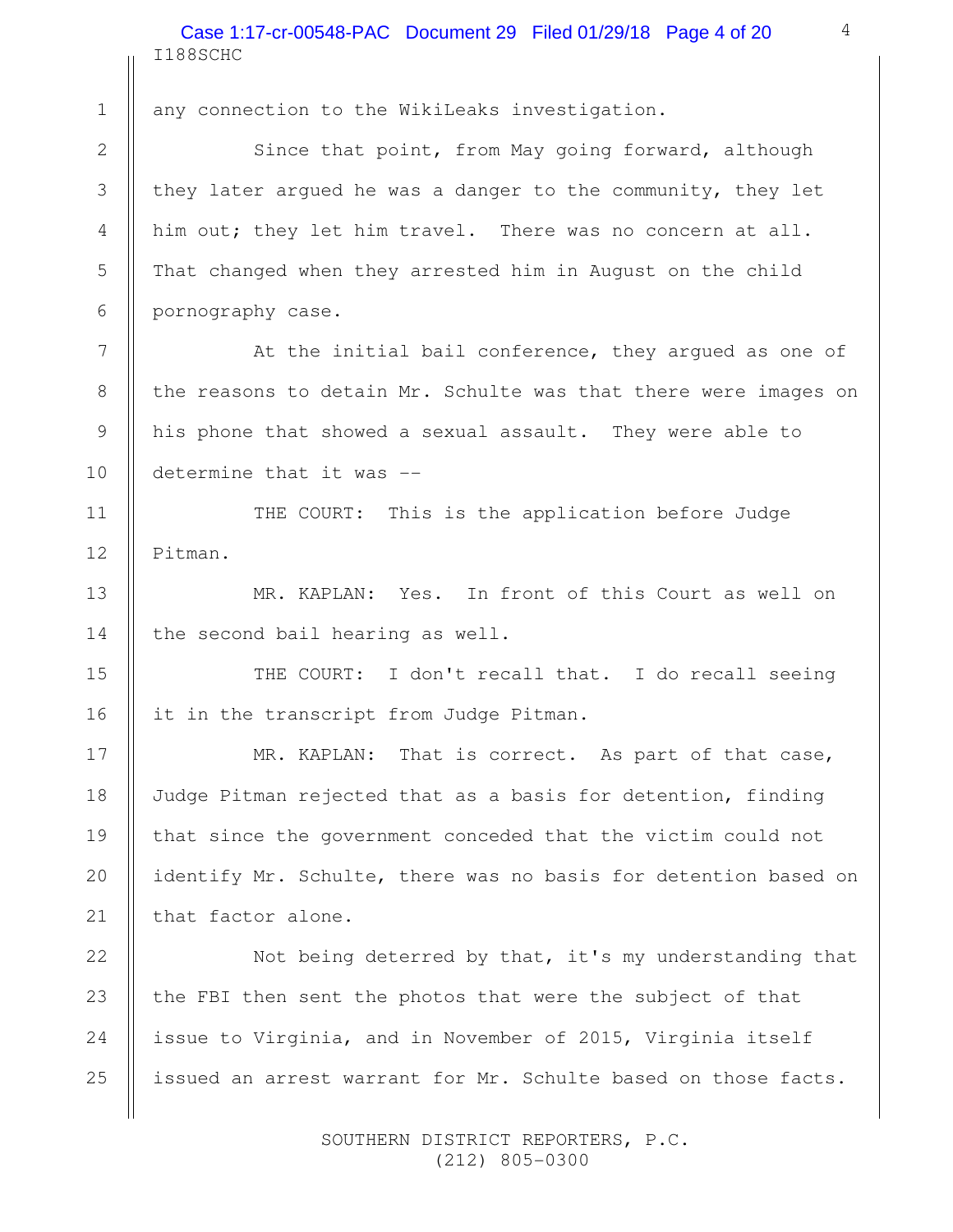any connection to the WikiLeaks investigation.

Since that point, from May going forward, although they later argued he was a danger to the community, they let him out; they let him travel. There was no concern at all. That changed when they arrested him in August on the child pornography case.

At the initial bail conference, they argued as one of the reasons to detain Mr. Schulte was that there were images on his phone that showed a sexual assault. They were able to determine that it was --

THE COURT: This is the application before Judge Pitman.

MR. KAPLAN: Yes. In front of this Court as well on the second bail hearing as well.

THE COURT: I don't recall that. I do recall seeing it in the transcript from Judge Pitman.

MR. KAPLAN: That is correct. As part of that case, Judge Pitman rejected that as a basis for detention, finding that since the government conceded that the victim could not identify Mr. Schulte, there was no basis for detention based on that factor alone.

Not being deterred by that, it's my understanding that the FBI then sent the photos that were the subject of that issue to Virginia, and in November of 2015, Virginia itself issued an arrest warrant for Mr. Schulte based on those facts.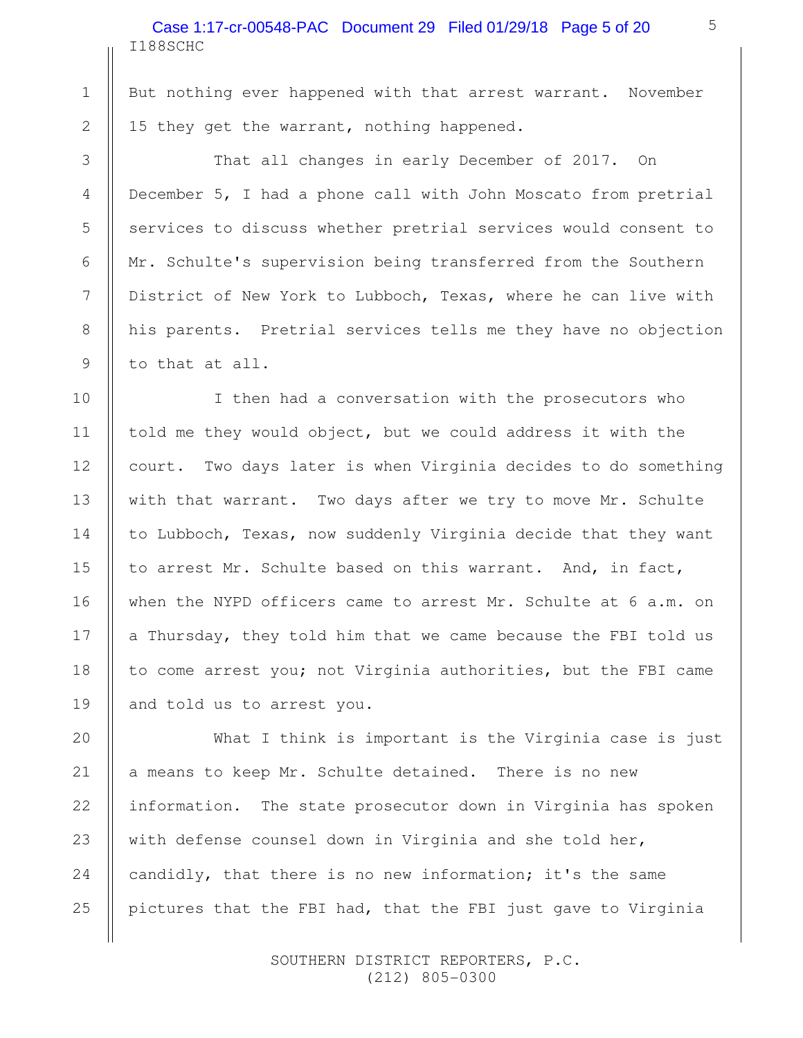But nothing ever happened with that arrest warrant. November 15 they get the warrant, nothing happened.

That all changes in early December of 2017. On December 5, I had a phone call with John Moscato from pretrial services to discuss whether pretrial services would consent to Mr. Schulte's supervision being transferred from the Southern District of New York to Lubboch, Texas, where he can live with his parents. Pretrial services tells me they have no objection to that at all.

I then had a conversation with the prosecutors who told me they would object, but we could address it with the court. Two days later is when Virginia decides to do something with that warrant. Two days after we try to move Mr. Schulte to Lubboch, Texas, now suddenly Virginia decide that they want to arrest Mr. Schulte based on this warrant. And, in fact, when the NYPD officers came to arrest Mr. Schulte at 6 a.m. on a Thursday, they told him that we came because the FBI told us to come arrest you; not Virginia authorities, but the FBI came and told us to arrest you.

What I think is important is the Virginia case is just a means to keep Mr. Schulte detained. There is no new information. The state prosecutor down in Virginia has spoken with defense counsel down in Virginia and she told her, candidly, that there is no new information; it's the same pictures that the FBI had, that the FBI just gave to Virginia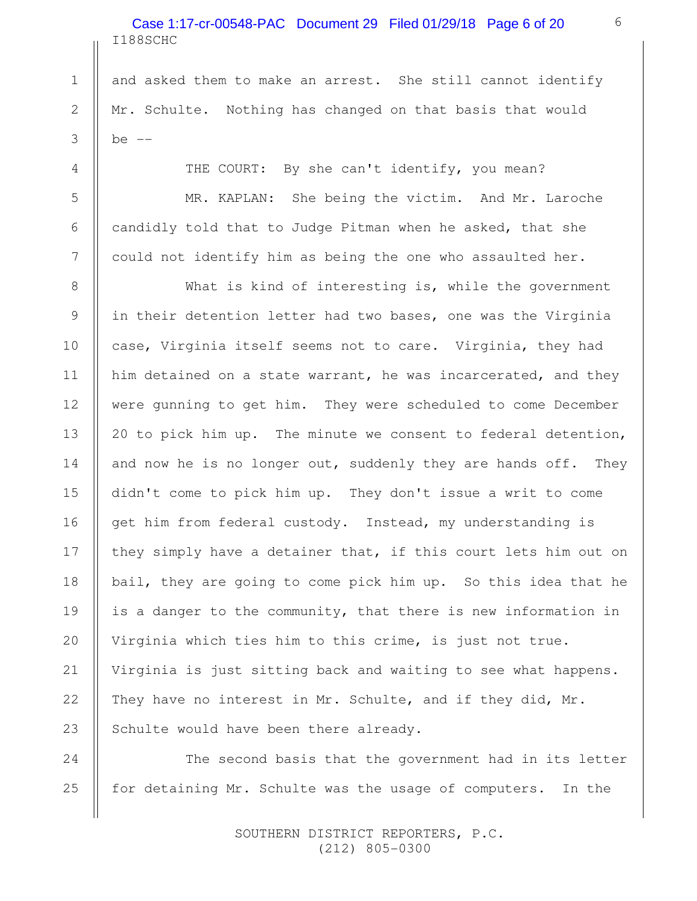and asked them to make an arrest. She still cannot identify Mr. Schulte. Nothing has changed on that basis that would be --

THE COURT: By she can't identify, you mean?

MR. KAPLAN: She being the victim. And Mr. Laroche candidly told that to Judge Pitman when he asked, that she could not identify him as being the one who assaulted her.

What is kind of interesting is, while the government in their detention letter had two bases, one was the Virginia case, Virginia itself seems not to care. Virginia, they had him detained on a state warrant, he was incarcerated, and they were gunning to get him. They were scheduled to come December 20 to pick him up. The minute we consent to federal detention, and now he is no longer out, suddenly they are hands off. They didn't come to pick him up. They don't issue a writ to come get him from federal custody. Instead, my understanding is they simply have a detainer that, if this court lets him out on bail, they are going to come pick him up. So this idea that he is a danger to the community, that there is new information in Virginia which ties him to this crime, is just not true. Virginia is just sitting back and waiting to see what happens. They have no interest in Mr. Schulte, and if they did, Mr. Schulte would have been there already.

The second basis that the government had in its letter for detaining Mr. Schulte was the usage of computers. In the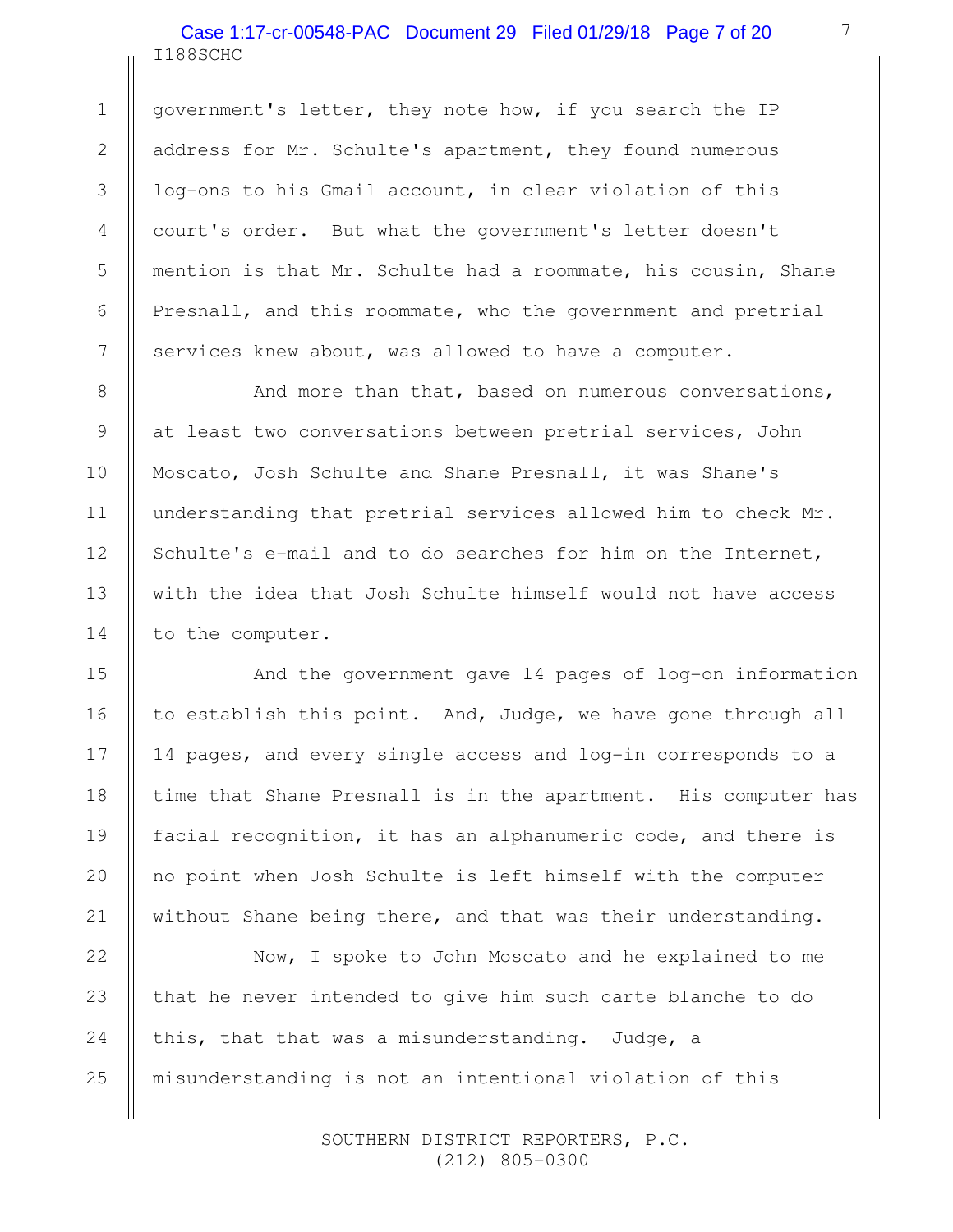government's letter, they note how, if you search the IP address for Mr. Schulte's apartment, they found numerous log-ons to his Gmail account, in clear violation of this court's order. But what the government's letter doesn't mention is that Mr. Schulte had a roommate, his cousin, Shane Presnall, and this roommate, who the government and pretrial services knew about, was allowed to have a computer.

And more than that, based on numerous conversations, at least two conversations between pretrial services, John Moscato, Josh Schulte and Shane Presnall, it was Shane's understanding that pretrial services allowed him to check Mr. Schulte's e-mail and to do searches for him on the Internet, with the idea that Josh Schulte himself would not have access to the computer.

And the government gave 14 pages of log-on information to establish this point. And, Judge, we have gone through all 14 pages, and every single access and log-in corresponds to a time that Shane Presnall is in the apartment. His computer has facial recognition, it has an alphanumeric code, and there is no point when Josh Schulte is left himself with the computer without Shane being there, and that was their understanding.

Now, I spoke to John Moscato and he explained to me that he never intended to give him such carte blanche to do this, that that was a misunderstanding. Judge, a misunderstanding is not an intentional violation of this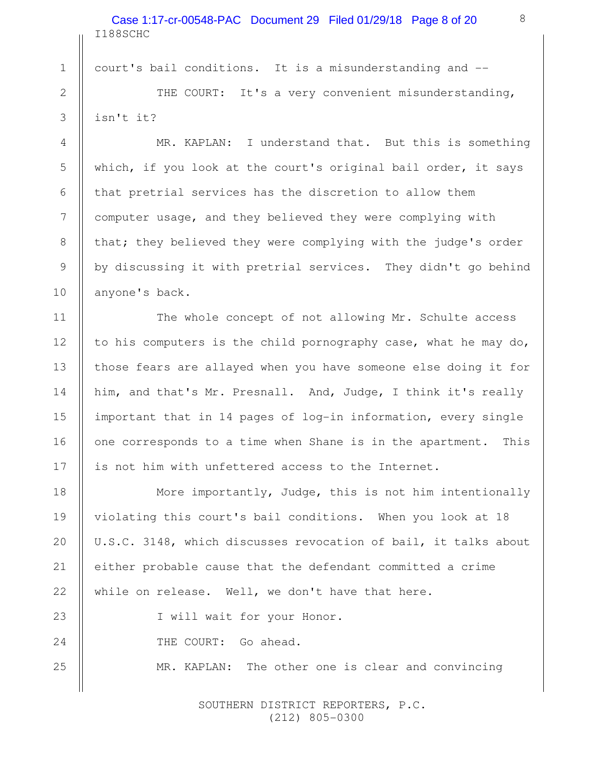court's bail conditions. It is a misunderstanding and --

THE COURT: It's a very convenient misunderstanding, isn't it?

MR. KAPLAN: I understand that. But this is something which, if you look at the court's original bail order, it says that pretrial services has the discretion to allow them computer usage, and they believed they were complying with that; they believed they were complying with the judge's order by discussing it with pretrial services. They didn't go behind anyone's back.

The whole concept of not allowing Mr. Schulte access to his computers is the child pornography case, what he may do, those fears are allayed when you have someone else doing it for him, and that's Mr. Presnall. And, Judge, I think it's really important that in 14 pages of log-in information, every single one corresponds to a time when Shane is in the apartment. This is not him with unfettered access to the Internet.

More importantly, Judge, this is not him intentionally violating this court's bail conditions. When you look at 18 U.S.C. 3148, which discusses revocation of bail, it talks about either probable cause that the defendant committed a crime while on release. Well, we don't have that here.

I will wait for your Honor.

THE COURT: Go ahead.

MR. KAPLAN: The other one is clear and convincing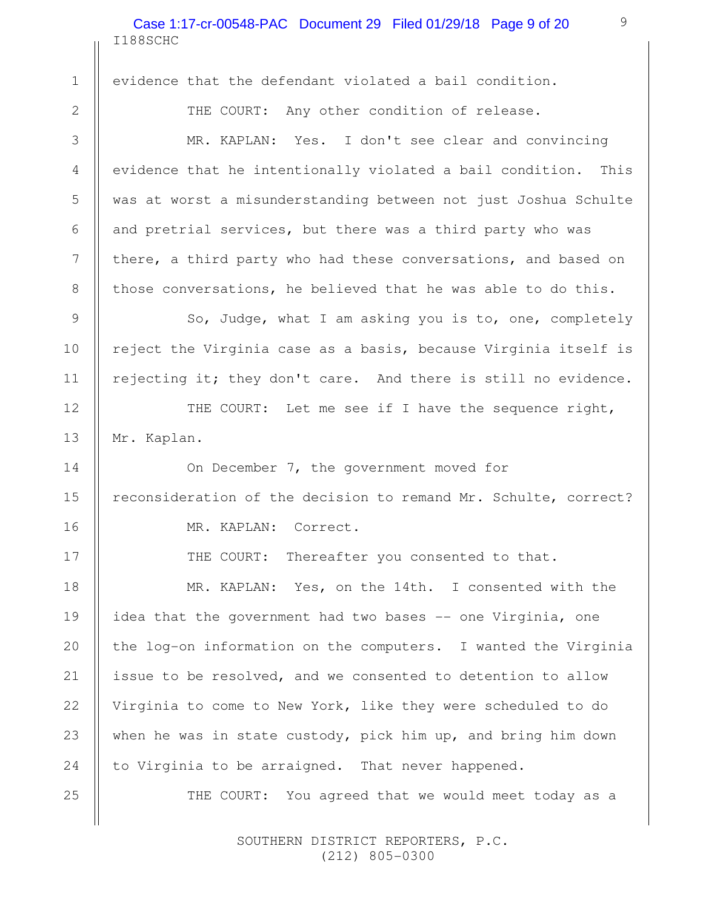evidence that the defendant violated a bail condition.

THE COURT: Any other condition of release.

MR. KAPLAN: Yes. I don't see clear and convincing evidence that he intentionally violated a bail condition. This was at worst a misunderstanding between not just Joshua Schulte and pretrial services, but there was a third party who was there, a third party who had these conversations, and based on those conversations, he believed that he was able to do this.

So, Judge, what I am asking you is to, one, completely reject the Virginia case as a basis, because Virginia itself is rejecting it; they don't care. And there is still no evidence.

THE COURT: Let me see if I have the sequence right, Mr. Kaplan.

On December 7, the government moved for reconsideration of the decision to remand Mr. Schulte, correct?

MR. KAPLAN: Correct.

THE COURT: Thereafter you consented to that.

MR. KAPLAN: Yes, on the 14th. I consented with the idea that the government had two bases -- one Virginia, one the log-on information on the computers. I wanted the Virginia issue to be resolved, and we consented to detention to allow Virginia to come to New York, like they were scheduled to do when he was in state custody, pick him up, and bring him down to Virginia to be arraigned. That never happened.

THE COURT: You agreed that we would meet today as a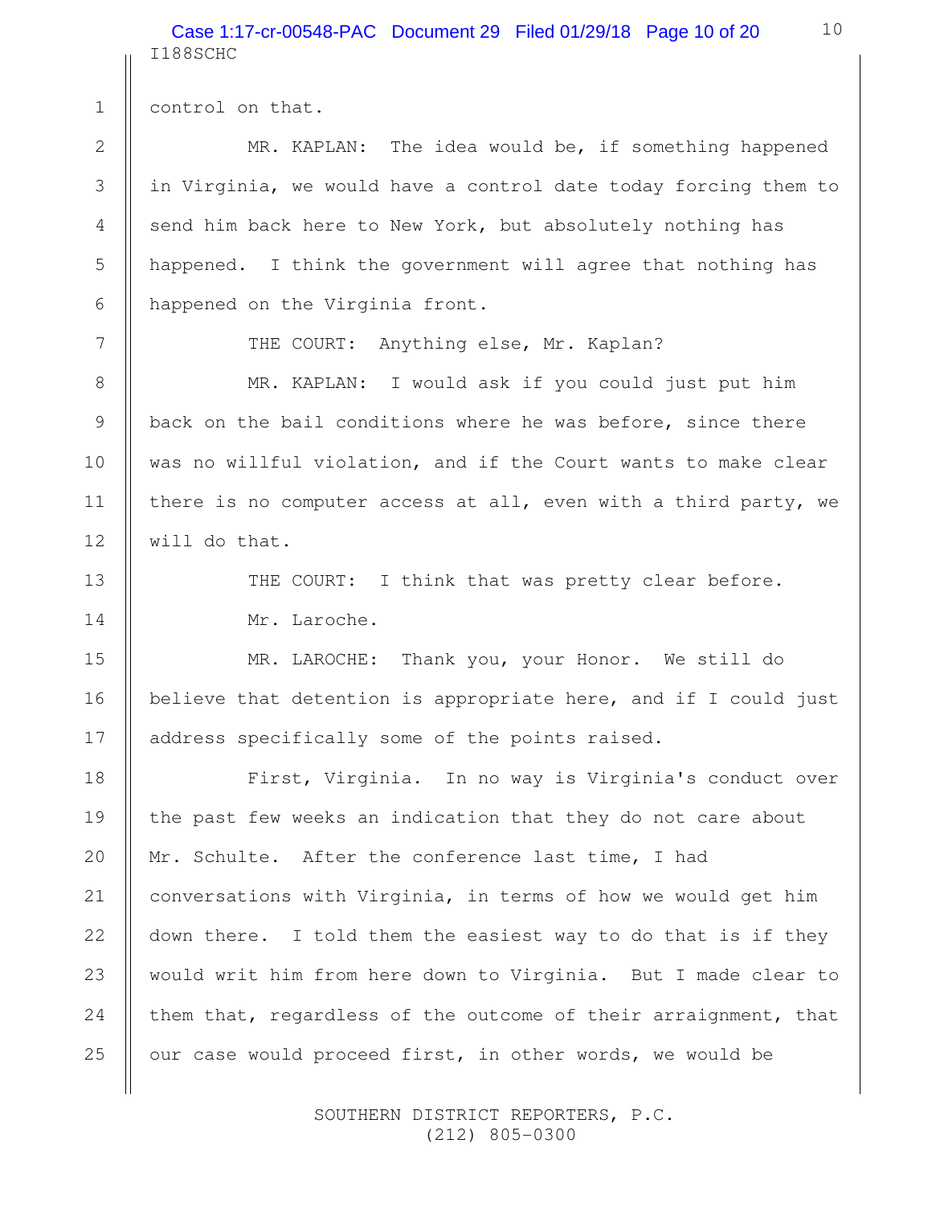control on that.

MR. KAPLAN: The idea would be, if something happened in Virginia, we would have a control date today forcing them to send him back here to New York, but absolutely nothing has happened. I think the government will agree that nothing has happened on the Virginia front.

THE COURT: Anything else, Mr. Kaplan?

MR. KAPLAN: I would ask if you could just put him back on the bail conditions where he was before, since there was no willful violation, and if the Court wants to make clear there is no computer access at all, even with a third party, we will do that.

THE COURT: I think that was pretty clear before.

Mr. Laroche.

MR. LAROCHE: Thank you, your Honor. We still do believe that detention is appropriate here, and if I could just address specifically some of the points raised.

First, Virginia. In no way is Virginia's conduct over the past few weeks an indication that they do not care about Mr. Schulte. After the conference last time, I had conversations with Virginia, in terms of how we would get him down there. I told them the easiest way to do that is if they would writ him from here down to Virginia. But I made clear to them that, regardless of the outcome of their arraignment, that our case would proceed first, in other words, we would be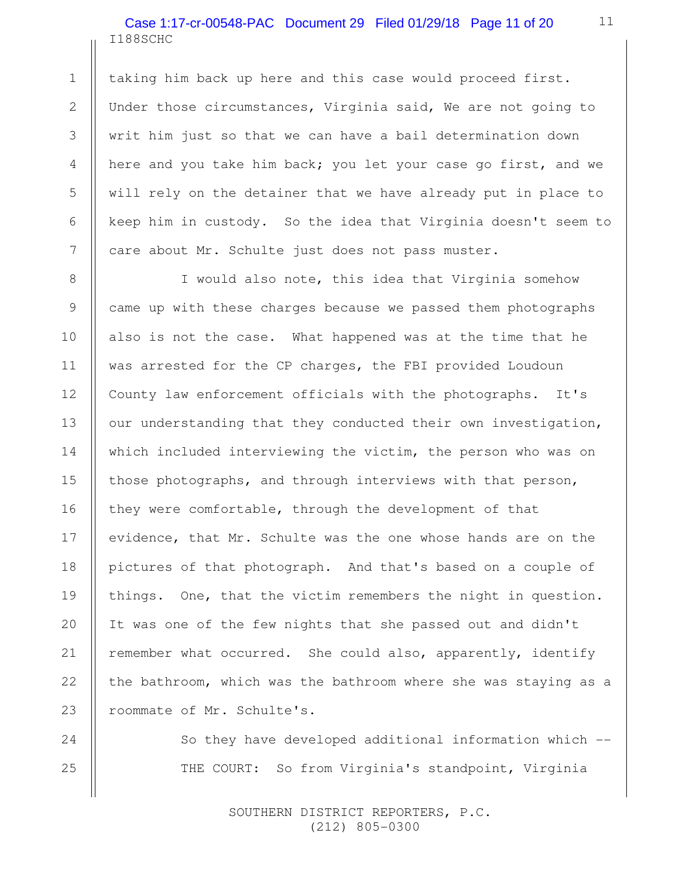taking him back up here and this case would proceed first. Under those circumstances, Virginia said, We are not going to writ him just so that we can have a bail determination down here and you take him back; you let your case go first, and we will rely on the detainer that we have already put in place to keep him in custody. So the idea that Virginia doesn't seem to care about Mr. Schulte just does not pass muster.

I would also note, this idea that Virginia somehow came up with these charges because we passed them photographs also is not the case. What happened was at the time that he was arrested for the CP charges, the FBI provided Loudoun County law enforcement officials with the photographs. It's our understanding that they conducted their own investigation, which included interviewing the victim, the person who was on those photographs, and through interviews with that person, they were comfortable, through the development of that evidence, that Mr. Schulte was the one whose hands are on the pictures of that photograph. And that's based on a couple of things. One, that the victim remembers the night in question. It was one of the few nights that she passed out and didn't remember what occurred. She could also, apparently, identify the bathroom, which was the bathroom where she was staying as a roommate of Mr. Schulte's.

So they have developed additional information which --

THE COURT: So from Virginia's standpoint, Virginia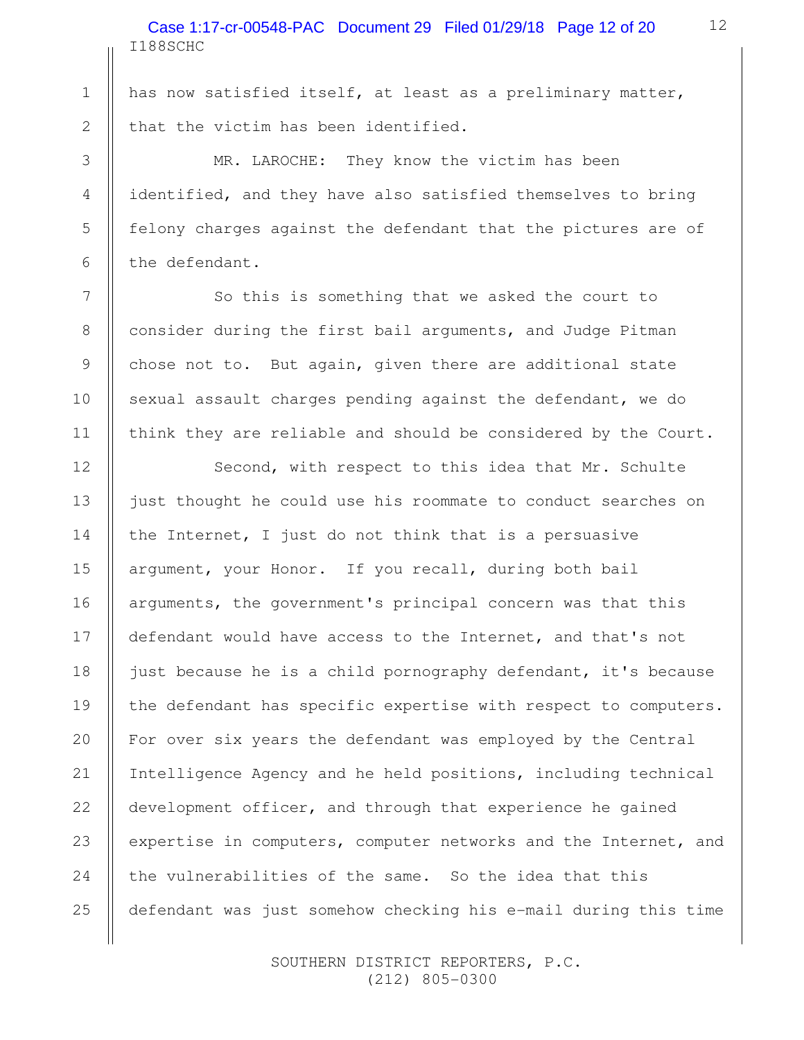has now satisfied itself, at least as a preliminary matter, that the victim has been identified.

MR. LAROCHE: They know the victim has been identified, and they have also satisfied themselves to bring felony charges against the defendant that the pictures are of the defendant.

So this is something that we asked the court to consider during the first bail arguments, and Judge Pitman chose not to. But again, given there are additional state sexual assault charges pending against the defendant, we do think they are reliable and should be considered by the Court.

Second, with respect to this idea that Mr. Schulte just thought he could use his roommate to conduct searches on the Internet, I just do not think that is a persuasive argument, your Honor. If you recall, during both bail arguments, the government's principal concern was that this defendant would have access to the Internet, and that's not just because he is a child pornography defendant, it's because the defendant has specific expertise with respect to computers. For over six years the defendant was employed by the Central Intelligence Agency and he held positions, including technical development officer, and through that experience he gained expertise in computers, computer networks and the Internet, and the vulnerabilities of the same. So the idea that this defendant was just somehow checking his e-mail during this time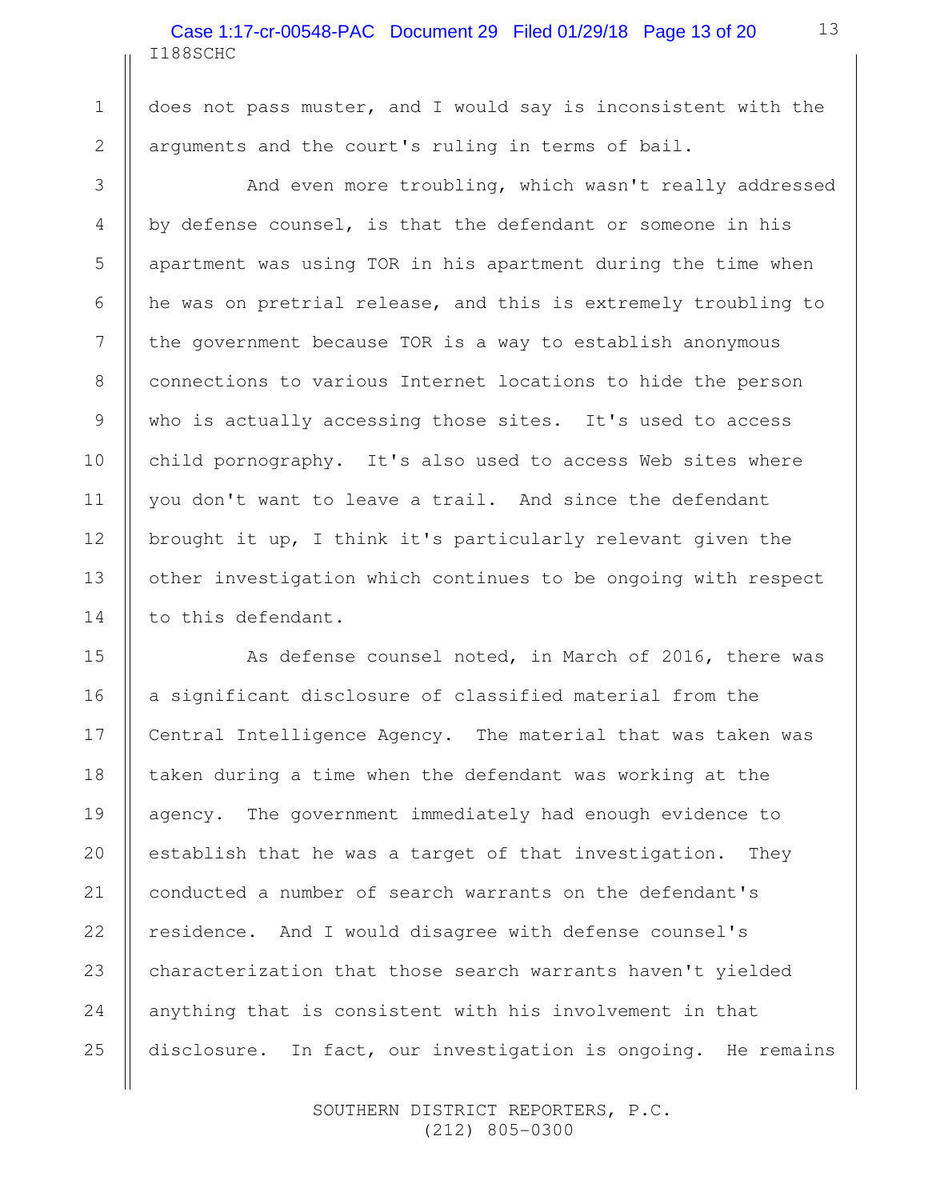does not pass muster, and I would say is inconsistent with the arguments and the court's ruling in terms of bail.

And even more troubling, which wasn't really addressed by defense counsel, is that the defendant or someone in his apartment was using TOR in his apartment during the time when he was on pretrial release, and this is extremely troubling to the government because TOR is a way to establish anonymous connections to various Internet locations to hide the person who is actually accessing those sites. It's used to access child pornography. It's also used to access Web sites where you don't want to leave a trail. And since the defendant brought it up, I think it's particularly relevant given the other investigation which continues to be ongoing with respect to this defendant.

As defense counsel noted, in March of 2016, there was a significant disclosure of classified material from the Central Intelligence Agency. The material that was taken was taken during a time when the defendant was working at the agency. The government immediately had enough evidence to establish that he was a target of that investigation. They conducted a number of search warrants on the defendant's residence. And I would disagree with defense counsel's characterization that those search warrants haven't yielded anything that is consistent with his involvement in that disclosure. In fact, our investigation is ongoing. He remains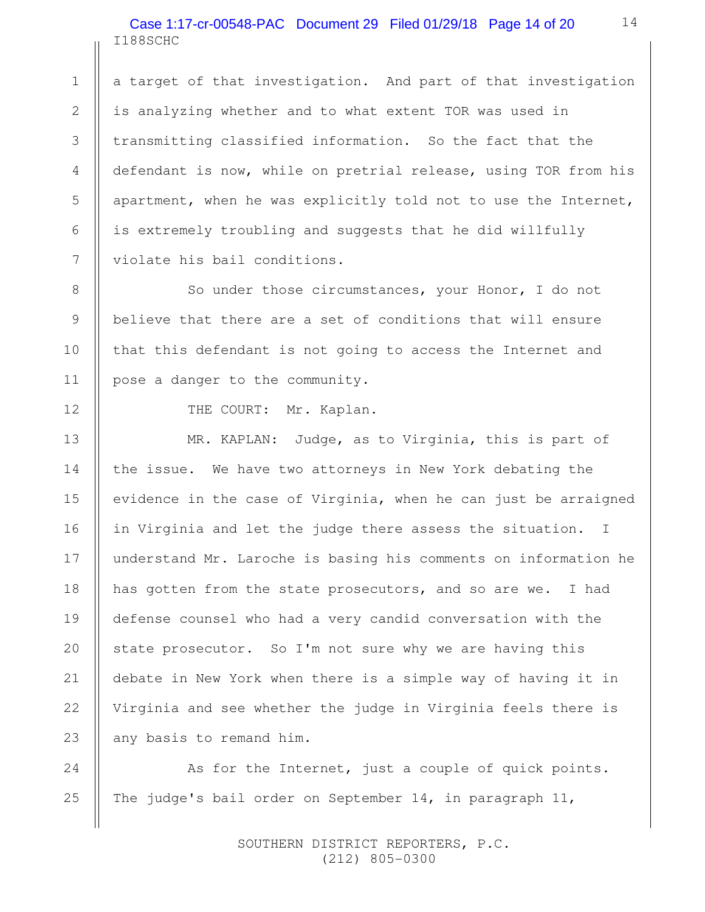a target of that investigation. And part of that investigation is analyzing whether and to what extent TOR was used in transmitting classified information. So the fact that the defendant is now, while on pretrial release, using TOR from his apartment, when he was explicitly told not to use the Internet, is extremely troubling and suggests that he did willfully violate his bail conditions.

So under those circumstances, your Honor, I do not believe that there are a set of conditions that will ensure that this defendant is not going to access the Internet and pose a danger to the community.

THE COURT: Mr. Kaplan.

MR. KAPLAN: Judge, as to Virginia, this is part of the issue. We have two attorneys in New York debating the evidence in the case of Virginia, when he can just be arraigned in Virginia and let the judge there assess the situation. I understand Mr. Laroche is basing his comments on information he has gotten from the state prosecutors, and so are we. I had defense counsel who had a very candid conversation with the state prosecutor. So I'm not sure why we are having this debate in New York when there is a simple way of having it in Virginia and see whether the judge in Virginia feels there is any basis to remand him.

As for the Internet, just a couple of quick points. The judge's bail order on September 14, in paragraph 11,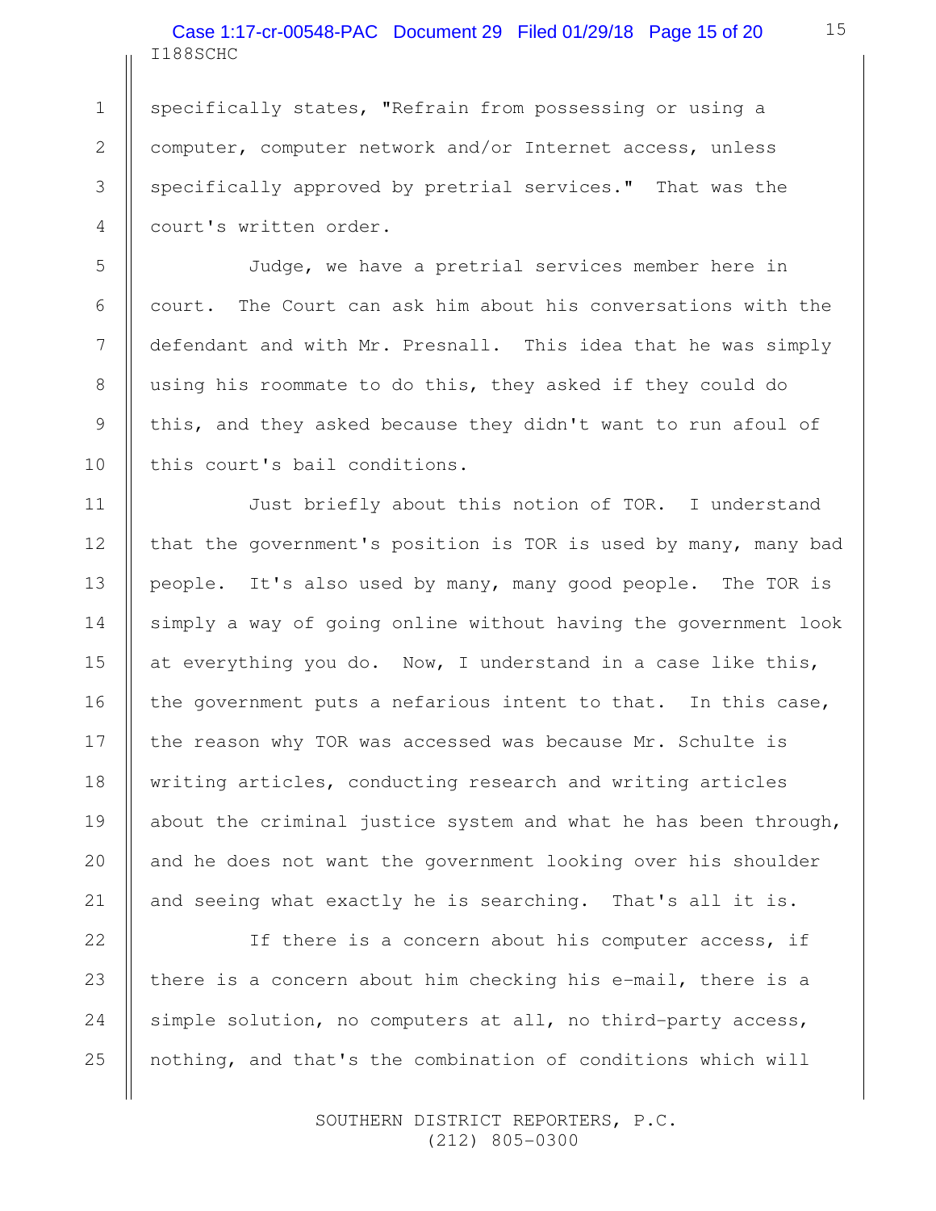specifically states, "Refrain from possessing or using a computer, computer network and/or Internet access, unless specifically approved by pretrial services." That was the court's written order.

Judge, we have a pretrial services member here in court. The Court can ask him about his conversations with the defendant and with Mr. Presnall. This idea that he was simply using his roommate to do this, they asked if they could do this, and they asked because they didn't want to run afoul of this court's bail conditions.

Just briefly about this notion of TOR. I understand that the government's position is TOR is used by many, many bad people. It's also used by many, many good people. The TOR is simply a way of going online without having the government look at everything you do. Now, I understand in a case like this, the government puts a nefarious intent to that. In this case, the reason why TOR was accessed was because Mr. Schulte is writing articles, conducting research and writing articles about the criminal justice system and what he has been through, and he does not want the government looking over his shoulder and seeing what exactly he is searching. That's all it is.

If there is a concern about his computer access, if there is a concern about him checking his e-mail, there is a simple solution, no computers at all, no third-party access, nothing, and that's the combination of conditions which will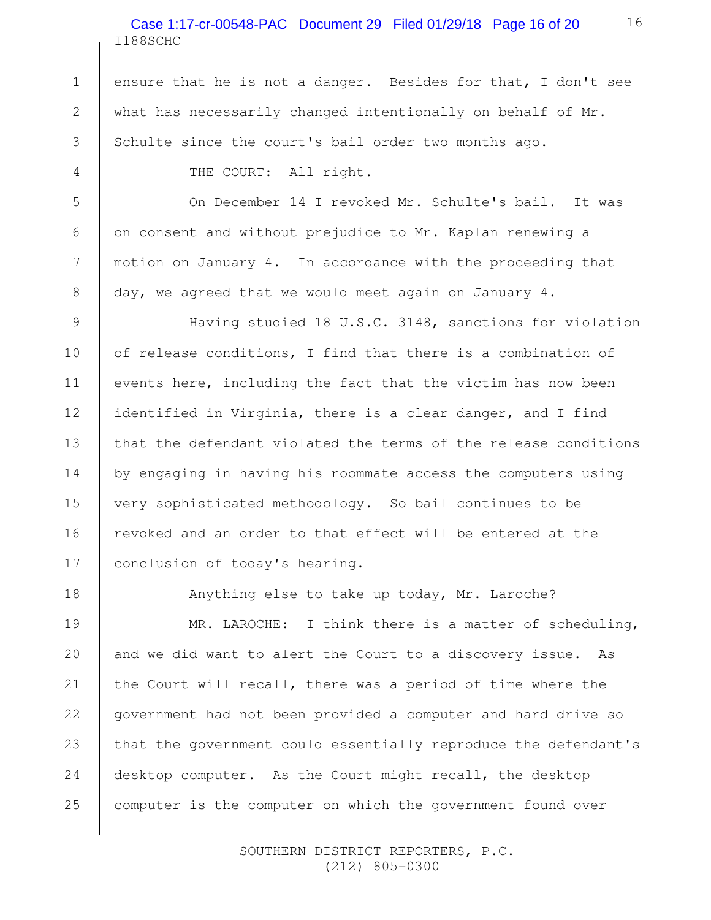ensure that he is not a danger. Besides for that, I don't see what has necessarily changed intentionally on behalf of Mr. Schulte since the court's bail order two months ago.

THE COURT: All right.

On December 14 I revoked Mr. Schulte's bail. It was on consent and without prejudice to Mr. Kaplan renewing a motion on January 4. In accordance with the proceeding that day, we agreed that we would meet again on January 4.

Having studied 18 U.S.C. 3148, sanctions for violation of release conditions, I find that there is a combination of events here, including the fact that the victim has now been identified in Virginia, there is a clear danger, and I find that the defendant violated the terms of the release conditions by engaging in having his roommate access the computers using very sophisticated methodology. So bail continues to be revoked and an order to that effect will be entered at the conclusion of today's hearing.

Anything else to take up today, Mr. Laroche?

MR. LAROCHE: I think there is a matter of scheduling, and we did want to alert the Court to a discovery issue. As the Court will recall, there was a period of time where the government had not been provided a computer and hard drive so that the government could essentially reproduce the defendant's desktop computer. As the Court might recall, the desktop computer is the computer on which the government found over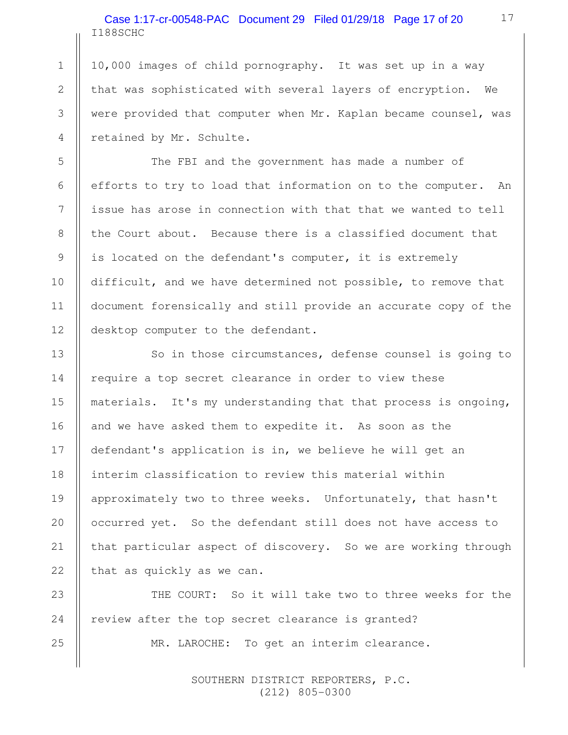10,000 images of child pornography. It was set up in a way that was sophisticated with several layers of encryption. We were provided that computer when Mr. Kaplan became counsel, was retained by Mr. Schulte.

The FBI and the government has made a number of efforts to try to load that information on to the computer. An issue has arose in connection with that that we wanted to tell the Court about. Because there is a classified document that is located on the defendant's computer, it is extremely difficult, and we have determined not possible, to remove that document forensically and still provide an accurate copy of the desktop computer to the defendant.

So in those circumstances, defense counsel is going to require a top secret clearance in order to view these materials. It's my understanding that that process is ongoing, and we have asked them to expedite it. As soon as the defendant's application is in, we believe he will get an interim classification to review this material within approximately two to three weeks. Unfortunately, that hasn't occurred yet. So the defendant still does not have access to that particular aspect of discovery. So we are working through that as quickly as we can.

THE COURT: So it will take two to three weeks for the review after the top secret clearance is granted?

MR. LAROCHE: To get an interim clearance.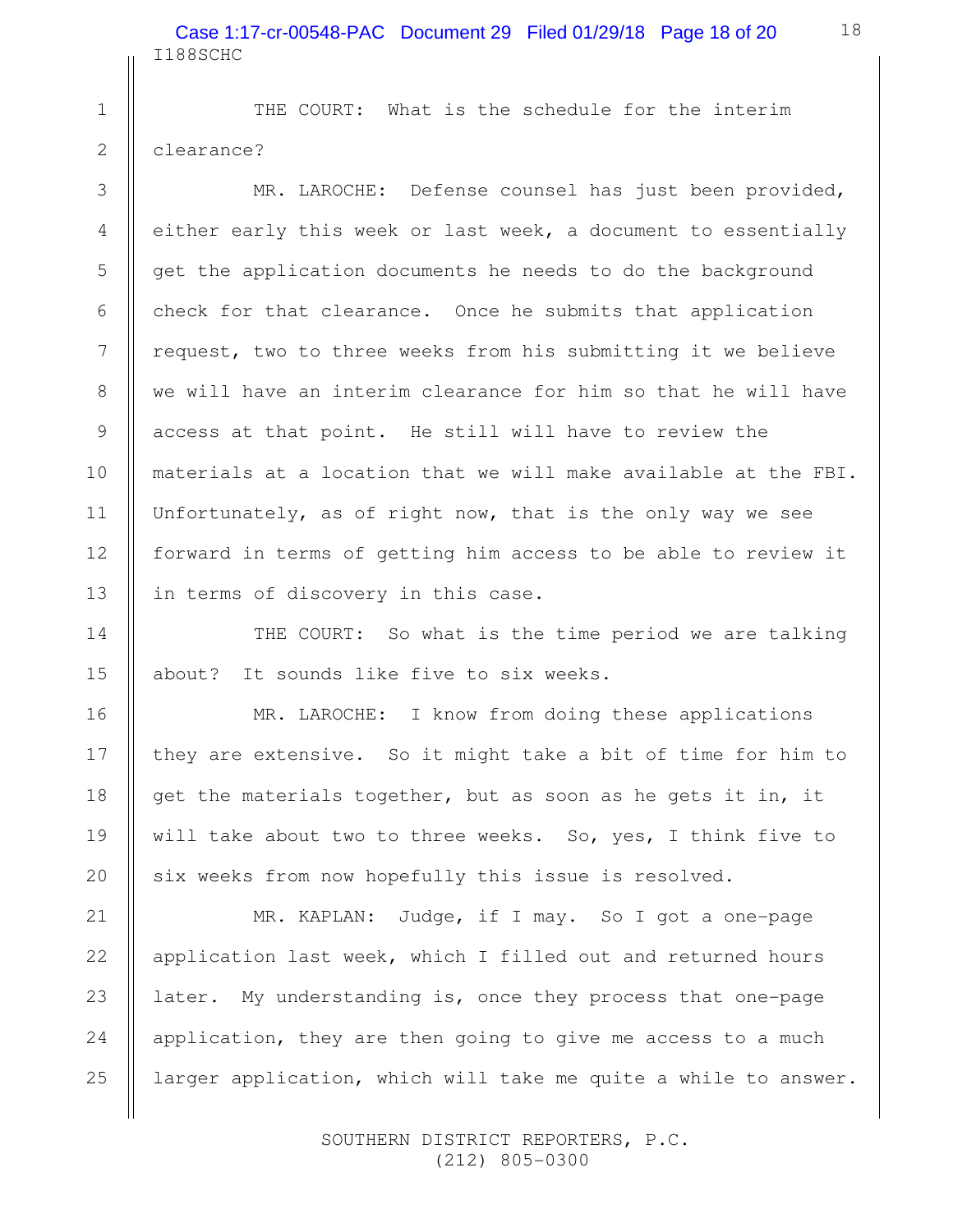THE COURT: What is the schedule for the interim clearance?

MR. LAROCHE: Defense counsel has just been provided, either early this week or last week, a document to essentially get the application documents he needs to do the background check for that clearance. Once he submits that application request, two to three weeks from his submitting it we believe we will have an interim clearance for him so that he will have access at that point. He still will have to review the materials at a location that we will make available at the FBI. Unfortunately, as of right now, that is the only way we see forward in terms of getting him access to be able to review it in terms of discovery in this case.

THE COURT: So what is the time period we are talking about? It sounds like five to six weeks.

MR. LAROCHE: I know from doing these applications they are extensive. So it might take a bit of time for him to get the materials together, but as soon as he gets it in, it will take about two to three weeks. So, yes, I think five to six weeks from now hopefully this issue is resolved.

MR. KAPLAN: Judge, if I may. So I got a one-page application last week, which I filled out and returned hours later. My understanding is, once they process that one-page application, they are then going to give me access to a much larger application, which will take me quite a while to answer.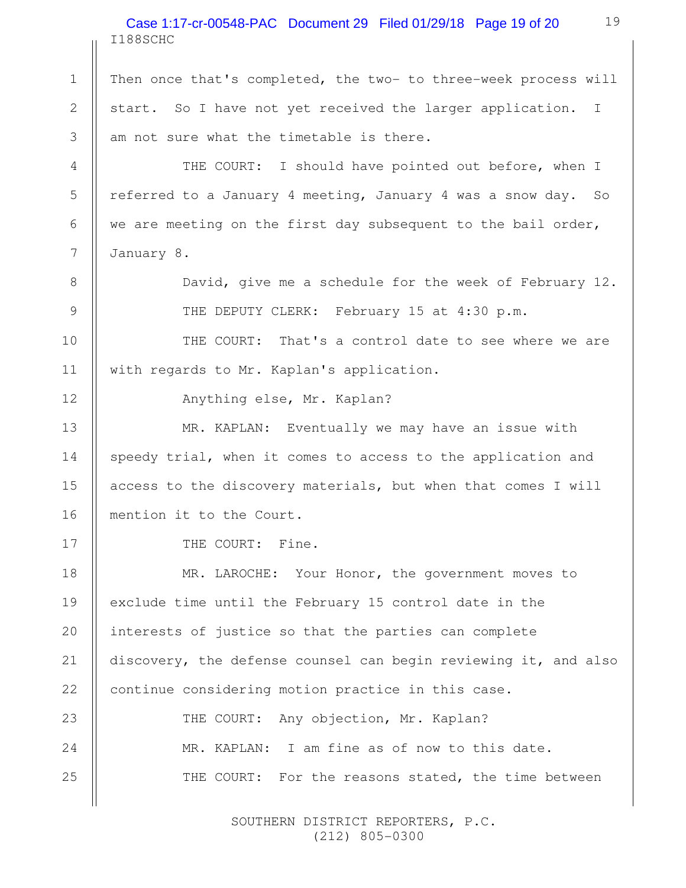Then once that's completed, the two- to three-week process will start. So I have not yet received the larger application. I am not sure what the timetable is there.

THE COURT: I should have pointed out before, when I referred to a January 4 meeting, January 4 was a snow day. So we are meeting on the first day subsequent to the bail order, January 8.

David, give me a schedule for the week of February 12.

THE DEPUTY CLERK: February 15 at 4:30 p.m.

THE COURT: That's a control date to see where we are with regards to Mr. Kaplan's application.

Anything else, Mr. Kaplan?

MR. KAPLAN: Eventually we may have an issue with speedy trial, when it comes to access to the application and access to the discovery materials, but when that comes I will mention it to the Court.

THE COURT: Fine.

MR. LAROCHE: Your Honor, the government moves to exclude time until the February 15 control date in the interests of justice so that the parties can complete discovery, the defense counsel can begin reviewing it, and also continue considering motion practice in this case.

THE COURT: Any objection, Mr. Kaplan?

MR. KAPLAN: I am fine as of now to this date.

THE COURT: For the reasons stated, the time between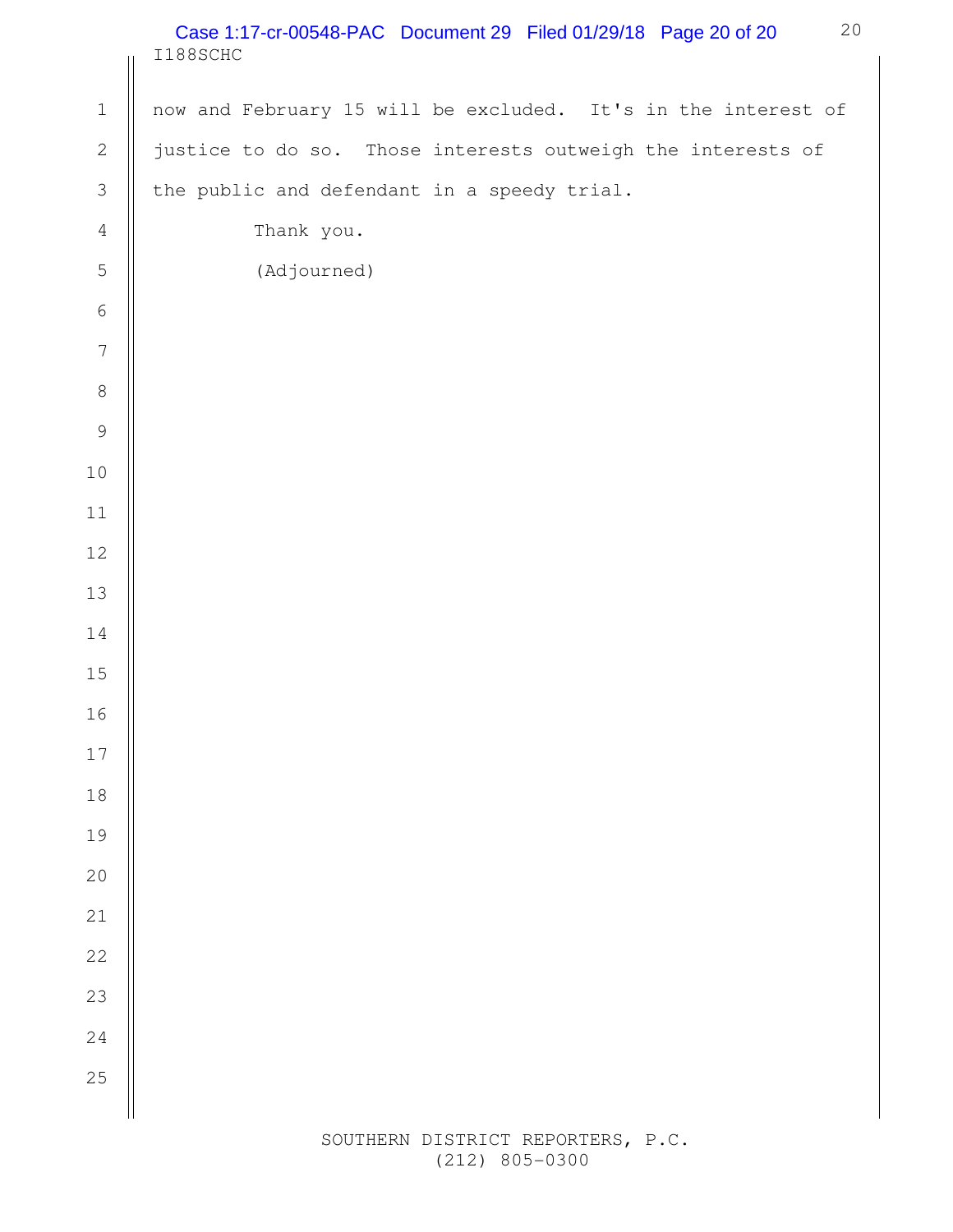now and February 15 will be excluded. It's in the interest of justice to do so. Those interests outweigh the interests of the public and defendant in a speedy trial.

Thank you.

(Adjourned)